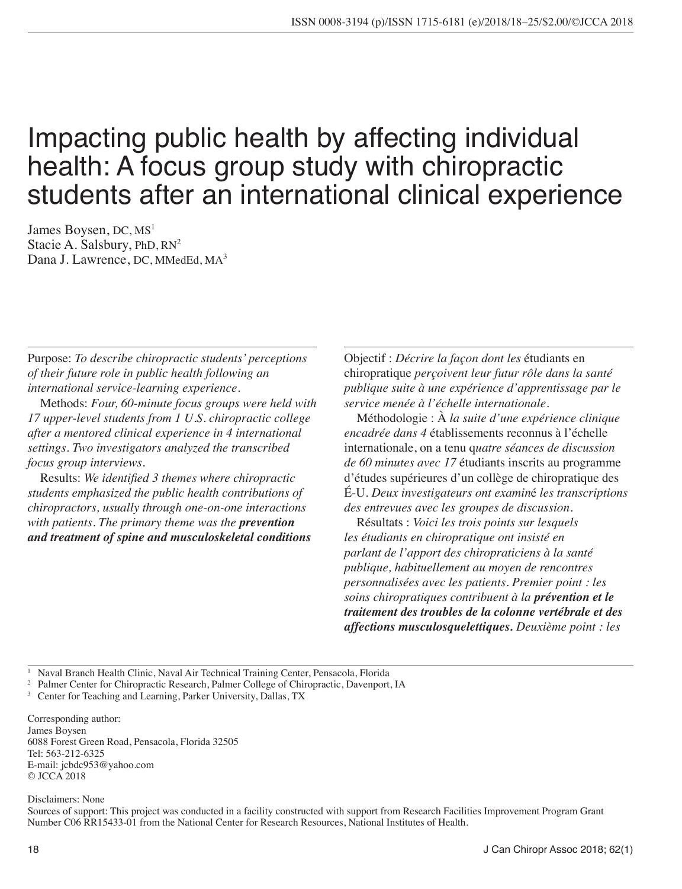# Impacting public health by affecting individual health: A focus group study with chiropractic students after an international clinical experience

James Boysen, DC, MS[1]
Stacie A. Salsbury, PhD, RN[2]
Dana J. Lawrence, DC, MMedEd, MA[3]

Purpose: *To describe chiropractic students' perceptions of their future role in public health following an international service-learning experience.*

Methods: *Four, 60-minute focus groups were held with 17 upper-level students from 1 U.S. chiropractic college after a mentored clinical experience in 4 international settings. Two investigators analyzed the transcribed focus group interviews.*

Results: *We identified 3 themes where chiropractic students emphasized the public health contributions of chiropractors, usually through one-on-one interactions with patients. The primary theme was the* ***prevention and treatment of spine and musculoskeletal conditions***

Objectif : *Décrire la façon dont les* étudiants en chiropratique *perçoivent leur futur rôle dans la santé publique suite à une expérience d'apprentissage par le service menée à l'échelle internationale.*

Méthodologie : À *la suite d'une expérience clinique encadrée dans 4* établissements reconnus à l'échelle internationale, on a tenu q*uatre séances de discussion de 60 minutes avec 17* étudiants inscrits au programme d'études supérieures d'un collège de chiropratique des É-U. *Deux investigateurs ont examin*é *les transcriptions des entrevues avec les groupes de discussion.*

Résultats : *Voici les trois points sur lesquels les étudiants en chiropratique ont insisté en parlant de l'apport des chiropraticiens à la santé publique, habituellement au moyen de rencontres personnalisées avec les patients. Premier point : les soins chiropratiques contribuent à la* ***prévention et le traitement des troubles de la colonne vertébrale et des affections musculosquelettiques.*** *Deuxième point : les*

[1] Naval Branch Health Clinic, Naval Air Technical Training Center, Pensacola, Florida

[2] Palmer Center for Chiropractic Research, Palmer College of Chiropractic, Davenport, IA

[3] Center for Teaching and Learning, Parker University, Dallas, TX

Corresponding author:
James Boysen
6088 Forest Green Road, Pensacola, Florida 32505
Tel: 563-212-6325
E-mail: jcbdc953@yahoo.com
© JCCA 2018

Disclaimers: None

Sources of support: This project was conducted in a facility constructed with support from Research Facilities Improvement Program Grant Number C06 RR15433-01 from the National Center for Research Resources, National Institutes of Health.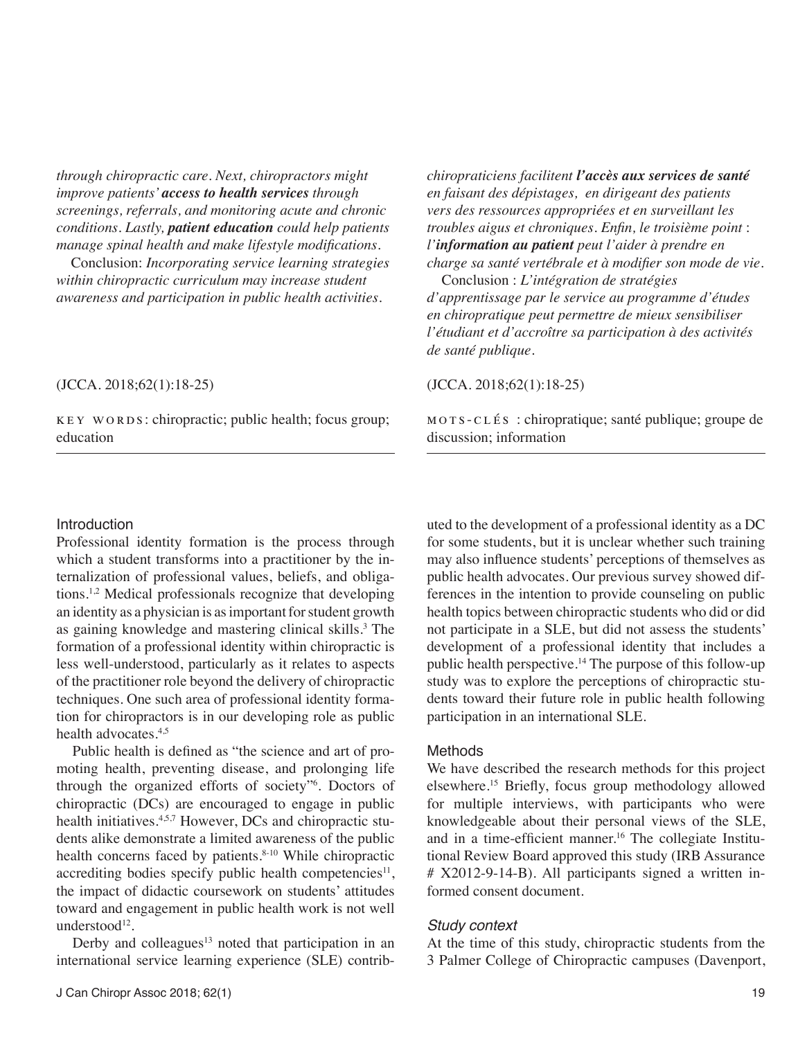*through chiropractic care. Next, chiropractors might improve patients'* ***access to health services*** *through screenings, referrals, and monitoring acute and chronic conditions. Lastly,* ***patient education*** *could help patients manage spinal health and make lifestyle modifications.*

Conclusion: *Incorporating service learning strategies within chiropractic curriculum may increase student awareness and participation in public health activities.*

(JCCA. 2018;62(1):18-25)

KEY WORDS: chiropractic; public health; focus group; education

*chiropraticiens facilitent* ***l'accès aux services de santé*** *en faisant des dépistages, en dirigeant des patients vers des ressources appropriées et en surveillant les troubles aigus et chroniques. Enfin, le troisième point : l'****information au patient*** *peut l'aider à prendre en charge sa santé vertébrale et à modifier son mode de vie.*

Conclusion : *L'intégration de stratégies d'apprentissage par le service au programme d'études en chiropratique peut permettre de mieux sensibiliser l'étudiant et d'accroître sa participation à des activités de santé publique.*

(JCCA. 2018;62(1):18-25)

MOTS-CLÉS : chiropratique; santé publique; groupe de discussion; information

## Introduction

Professional identity formation is the process through which a student transforms into a practitioner by the internalization of professional values, beliefs, and obligations.[1,2] Medical professionals recognize that developing an identity as a physician is as important for student growth as gaining knowledge and mastering clinical skills.[3] The formation of a professional identity within chiropractic is less well-understood, particularly as it relates to aspects of the practitioner role beyond the delivery of chiropractic techniques. One such area of professional identity formation for chiropractors is in our developing role as public health advocates.[4,5]

Public health is defined as "the science and art of promoting health, preventing disease, and prolonging life through the organized efforts of society"[6]. Doctors of chiropractic (DCs) are encouraged to engage in public health initiatives.[4,5,7] However, DCs and chiropractic students alike demonstrate a limited awareness of the public health concerns faced by patients.[8-10] While chiropractic accrediting bodies specify public health competencies[11], the impact of didactic coursework on students' attitudes toward and engagement in public health work is not well understood[12].

Derby and colleagues[13] noted that participation in an international service learning experience (SLE) contributed to the development of a professional identity as a DC for some students, but it is unclear whether such training may also influence students' perceptions of themselves as public health advocates. Our previous survey showed differences in the intention to provide counseling on public health topics between chiropractic students who did or did not participate in a SLE, but did not assess the students' development of a professional identity that includes a public health perspective.[14] The purpose of this follow-up study was to explore the perceptions of chiropractic students toward their future role in public health following participation in an international SLE.

## Methods

We have described the research methods for this project elsewhere.[15] Briefly, focus group methodology allowed for multiple interviews, with participants who were knowledgeable about their personal views of the SLE, and in a time-efficient manner.[16] The collegiate Institutional Review Board approved this study (IRB Assurance # X2012-9-14-B). All participants signed a written informed consent document.

### *Study context*

At the time of this study, chiropractic students from the 3 Palmer College of Chiropractic campuses (Davenport,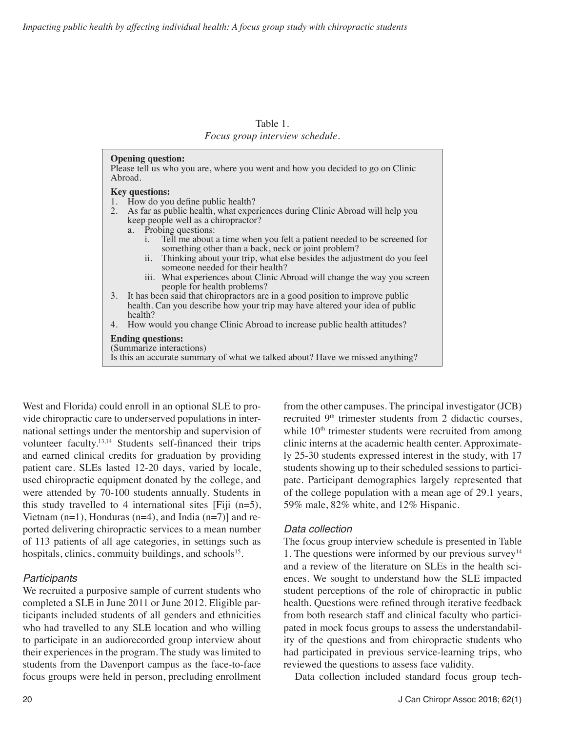Table 1.
*Focus group interview schedule.*

**Opening question:**
Please tell us who you are, where you went and how you decided to go on Clinic Abroad.

**Key questions:**
1. How do you define public health?
2. As far as public health, what experiences during Clinic Abroad will help you keep people well as a chiropractor?
   a. Probing questions:
      i. Tell me about a time when you felt a patient needed to be screened for something other than a back, neck or joint problem?
      ii. Thinking about your trip, what else besides the adjustment do you feel someone needed for their health?
      iii. What experiences about Clinic Abroad will change the way you screen people for health problems?
3. It has been said that chiropractors are in a good position to improve public health. Can you describe how your trip may have altered your idea of public health?
4. How would you change Clinic Abroad to increase public health attitudes?

**Ending questions:**
(Summarize interactions)
Is this an accurate summary of what we talked about? Have we missed anything?

West and Florida) could enroll in an optional SLE to provide chiropractic care to underserved populations in international settings under the mentorship and supervision of volunteer faculty.[13,14] Students self-financed their trips and earned clinical credits for graduation by providing patient care. SLEs lasted 12-20 days, varied by locale, used chiropractic equipment donated by the college, and were attended by 70-100 students annually. Students in this study travelled to 4 international sites [Fiji (n=5), Vietnam (n=1), Honduras (n=4), and India (n=7)] and reported delivering chiropractic services to a mean number of 113 patients of all age categories, in settings such as hospitals, clinics, commuity buildings, and schools[15].

### *Participants*

We recruited a purposive sample of current students who completed a SLE in June 2011 or June 2012. Eligible participants included students of all genders and ethnicities who had travelled to any SLE location and who willing to participate in an audiorecorded group interview about their experiences in the program. The study was limited to students from the Davenport campus as the face-to-face focus groups were held in person, precluding enrollment from the other campuses. The principal investigator (JCB) recruited 9th trimester students from 2 didactic courses, while 10th trimester students were recruited from among clinic interns at the academic health center. Approximately 25-30 students expressed interest in the study, with 17 students showing up to their scheduled sessions to participate. Participant demographics largely represented that of the college population with a mean age of 29.1 years, 59% male, 82% white, and 12% Hispanic.

### *Data collection*

The focus group interview schedule is presented in Table 1. The questions were informed by our previous survey[14] and a review of the literature on SLEs in the health sciences. We sought to understand how the SLE impacted student perceptions of the role of chiropractic in public health. Questions were refined through iterative feedback from both research staff and clinical faculty who participated in mock focus groups to assess the understandability of the questions and from chiropractic students who had participated in previous service-learning trips, who reviewed the questions to assess face validity.

Data collection included standard focus group tech-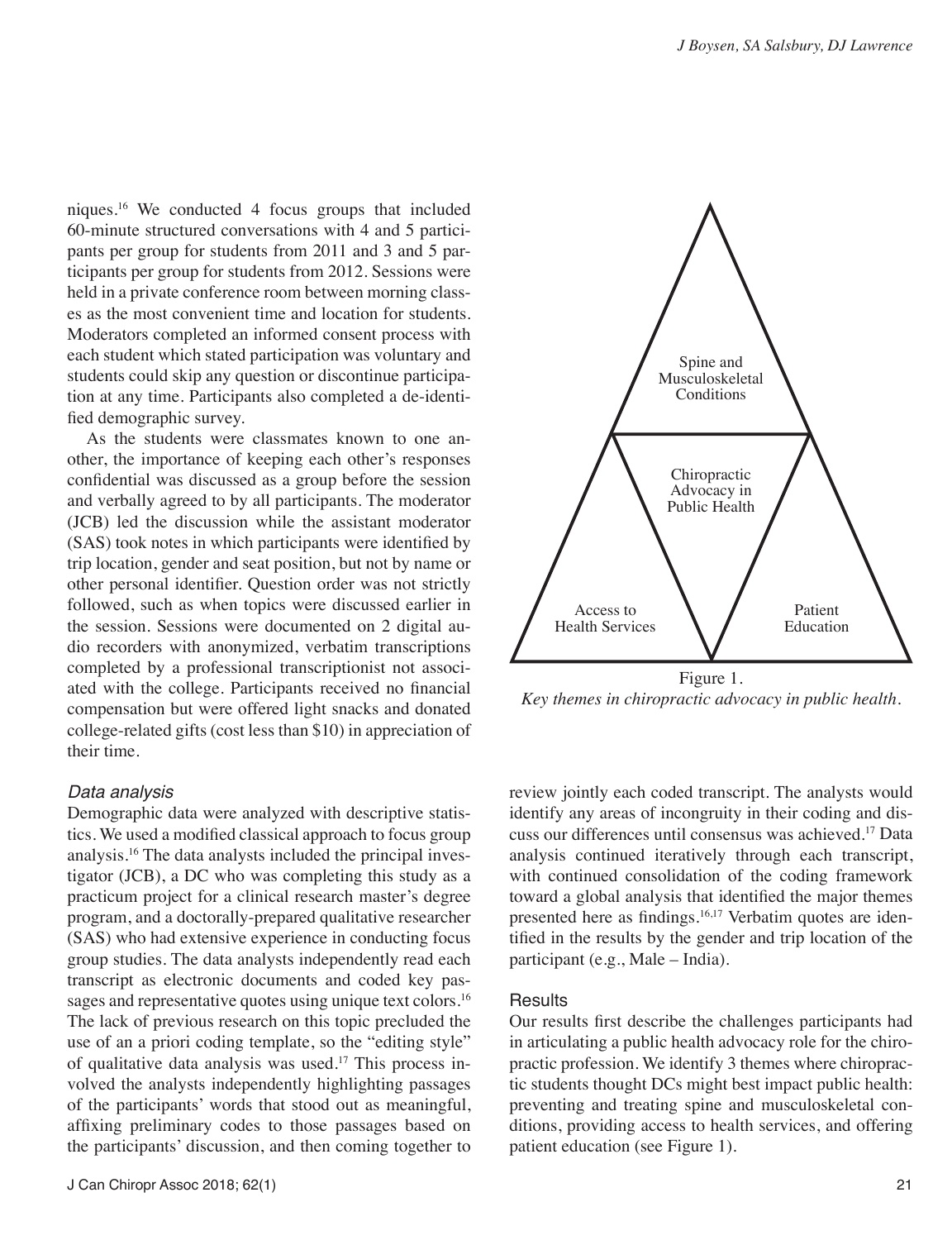niques.[16] We conducted 4 focus groups that included 60-minute structured conversations with 4 and 5 participants per group for students from 2011 and 3 and 5 participants per group for students from 2012. Sessions were held in a private conference room between morning classes as the most convenient time and location for students. Moderators completed an informed consent process with each student which stated participation was voluntary and students could skip any question or discontinue participation at any time. Participants also completed a de-identified demographic survey.

As the students were classmates known to one another, the importance of keeping each other's responses confidential was discussed as a group before the session and verbally agreed to by all participants. The moderator (JCB) led the discussion while the assistant moderator (SAS) took notes in which participants were identified by trip location, gender and seat position, but not by name or other personal identifier. Question order was not strictly followed, such as when topics were discussed earlier in the session. Sessions were documented on 2 digital audio recorders with anonymized, verbatim transcriptions completed by a professional transcriptionist not associated with the college. Participants received no financial compensation but were offered light snacks and donated college-related gifts (cost less than $10) in appreciation of their time.

### *Data analysis*

Demographic data were analyzed with descriptive statistics. We used a modified classical approach to focus group analysis.[16] The data analysts included the principal investigator (JCB), a DC who was completing this study as a practicum project for a clinical research master's degree program, and a doctorally-prepared qualitative researcher (SAS) who had extensive experience in conducting focus group studies. The data analysts independently read each transcript as electronic documents and coded key passages and representative quotes using unique text colors.[16] The lack of previous research on this topic precluded the use of an a priori coding template, so the "editing style" of qualitative data analysis was used.[17] This process involved the analysts independently highlighting passages of the participants' words that stood out as meaningful, affixing preliminary codes to those passages based on the participants' discussion, and then coming together to review jointly each coded transcript. The analysts would identify any areas of incongruity in their coding and discuss our differences until consensus was achieved.[17] Data analysis continued iteratively through each transcript, with continued consolidation of the coding framework toward a global analysis that identified the major themes presented here as findings.[16,17] Verbatim quotes are identified in the results by the gender and trip location of the participant (e.g., Male – India).

Spine and Musculoskeletal Conditions

Chiropractic Advocacy in Public Health

Access to Health Services

Patient Education

Figure 1.
*Key themes in chiropractic advocacy in public health.*

## Results

Our results first describe the challenges participants had in articulating a public health advocacy role for the chiropractic profession. We identify 3 themes where chiropractic students thought DCs might best impact public health: preventing and treating spine and musculoskeletal conditions, providing access to health services, and offering patient education (see Figure 1).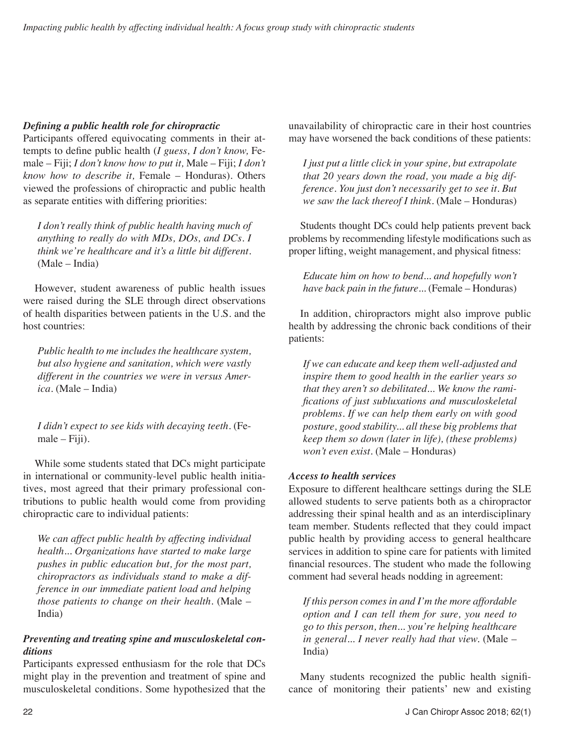### *Defining a public health role for chiropractic*

Participants offered equivocating comments in their attempts to define public health (*I guess, I don't know,* Female – Fiji; *I don't know how to put it,* Male – Fiji; *I don't know how to describe it,* Female – Honduras). Others viewed the professions of chiropractic and public health as separate entities with differing priorities:

> *I don't really think of public health having much of anything to really do with MDs, DOs, and DCs. I think we're healthcare and it's a little bit different.* (Male – India)

However, student awareness of public health issues were raised during the SLE through direct observations of health disparities between patients in the U.S. and the host countries:

> *Public health to me includes the healthcare system, but also hygiene and sanitation, which were vastly different in the countries we were in versus America.* (Male – India)

> *I didn't expect to see kids with decaying teeth.* (Female – Fiji).

While some students stated that DCs might participate in international or community-level public health initiatives, most agreed that their primary professional contributions to public health would come from providing chiropractic care to individual patients:

> *We can affect public health by affecting individual health... Organizations have started to make large pushes in public education but, for the most part, chiropractors as individuals stand to make a difference in our immediate patient load and helping those patients to change on their health.* (Male – India)

### *Preventing and treating spine and musculoskeletal conditions*

Participants expressed enthusiasm for the role that DCs might play in the prevention and treatment of spine and musculoskeletal conditions. Some hypothesized that the unavailability of chiropractic care in their host countries may have worsened the back conditions of these patients:

> *I just put a little click in your spine, but extrapolate that 20 years down the road, you made a big difference. You just don't necessarily get to see it. But we saw the lack thereof I think.* (Male – Honduras)

Students thought DCs could help patients prevent back problems by recommending lifestyle modifications such as proper lifting, weight management, and physical fitness:

> *Educate him on how to bend... and hopefully won't have back pain in the future...* (Female – Honduras)

In addition, chiropractors might also improve public health by addressing the chronic back conditions of their patients:

> *If we can educate and keep them well-adjusted and inspire them to good health in the earlier years so that they aren't so debilitated... We know the ramifications of just subluxations and musculoskeletal problems. If we can help them early on with good posture, good stability... all these big problems that keep them so down (later in life), (these problems) won't even exist.* (Male – Honduras)

### *Access to health services*

Exposure to different healthcare settings during the SLE allowed students to serve patients both as a chiropractor addressing their spinal health and as an interdisciplinary team member. Students reflected that they could impact public health by providing access to general healthcare services in addition to spine care for patients with limited financial resources. The student who made the following comment had several heads nodding in agreement:

> *If this person comes in and I'm the more affordable option and I can tell them for sure, you need to go to this person, then... you're helping healthcare in general... I never really had that view.* (Male – India)

Many students recognized the public health significance of monitoring their patients' new and existing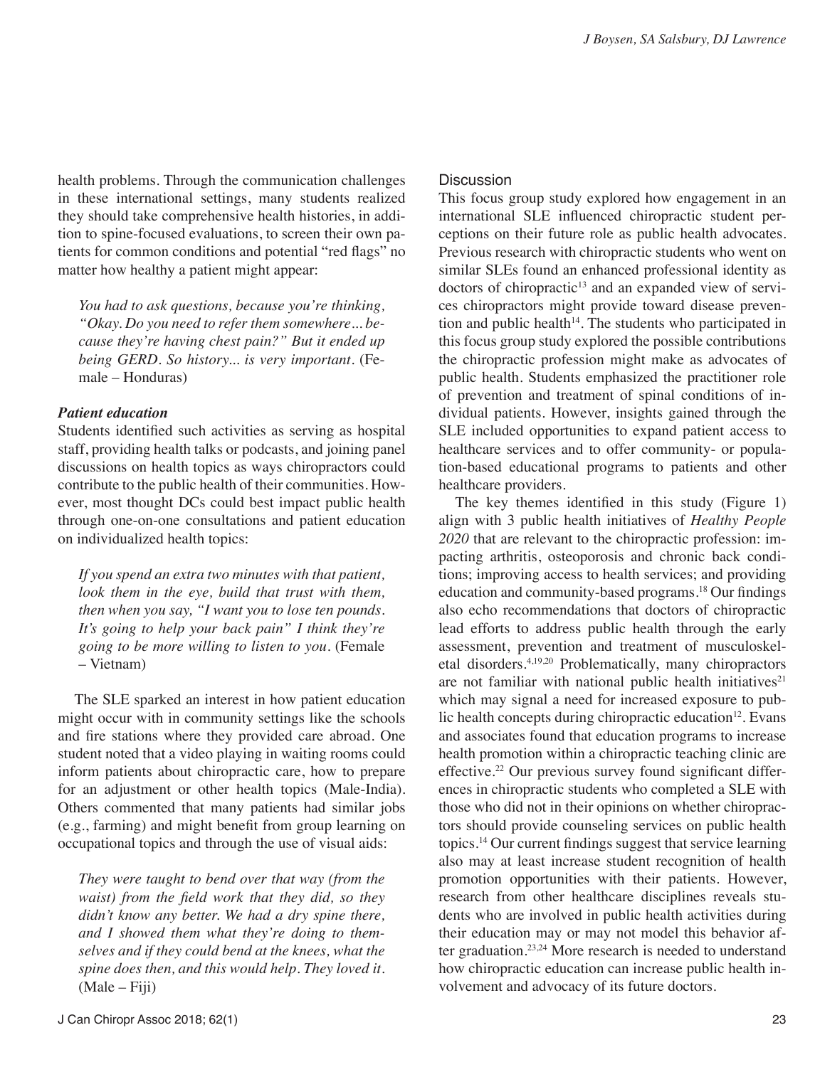health problems. Through the communication challenges in these international settings, many students realized they should take comprehensive health histories, in addition to spine-focused evaluations, to screen their own patients for common conditions and potential "red flags" no matter how healthy a patient might appear:

> *You had to ask questions, because you're thinking, "Okay. Do you need to refer them somewhere... because they're having chest pain?" But it ended up being GERD. So history... is very important.* (Female – Honduras)

### *Patient education*

Students identified such activities as serving as hospital staff, providing health talks or podcasts, and joining panel discussions on health topics as ways chiropractors could contribute to the public health of their communities. However, most thought DCs could best impact public health through one-on-one consultations and patient education on individualized health topics:

> *If you spend an extra two minutes with that patient, look them in the eye, build that trust with them, then when you say, "I want you to lose ten pounds. It's going to help your back pain" I think they're going to be more willing to listen to you.* (Female – Vietnam)

The SLE sparked an interest in how patient education might occur with in community settings like the schools and fire stations where they provided care abroad. One student noted that a video playing in waiting rooms could inform patients about chiropractic care, how to prepare for an adjustment or other health topics (Male-India). Others commented that many patients had similar jobs (e.g., farming) and might benefit from group learning on occupational topics and through the use of visual aids:

> *They were taught to bend over that way (from the waist) from the field work that they did, so they didn't know any better. We had a dry spine there, and I showed them what they're doing to themselves and if they could bend at the knees, what the spine does then, and this would help. They loved it.* (Male – Fiji)

## Discussion

This focus group study explored how engagement in an international SLE influenced chiropractic student perceptions on their future role as public health advocates. Previous research with chiropractic students who went on similar SLEs found an enhanced professional identity as doctors of chiropractic[13] and an expanded view of services chiropractors might provide toward disease prevention and public health[14]. The students who participated in this focus group study explored the possible contributions the chiropractic profession might make as advocates of public health. Students emphasized the practitioner role of prevention and treatment of spinal conditions of individual patients. However, insights gained through the SLE included opportunities to expand patient access to healthcare services and to offer community- or population-based educational programs to patients and other healthcare providers.

The key themes identified in this study (Figure 1) align with 3 public health initiatives of *Healthy People 2020* that are relevant to the chiropractic profession: impacting arthritis, osteoporosis and chronic back conditions; improving access to health services; and providing education and community-based programs.[18] Our findings also echo recommendations that doctors of chiropractic lead efforts to address public health through the early assessment, prevention and treatment of musculoskeletal disorders.[4,19,20] Problematically, many chiropractors are not familiar with national public health initiatives[21] which may signal a need for increased exposure to public health concepts during chiropractic education[12]. Evans and associates found that education programs to increase health promotion within a chiropractic teaching clinic are effective.[22] Our previous survey found significant differences in chiropractic students who completed a SLE with those who did not in their opinions on whether chiropractors should provide counseling services on public health topics.[14] Our current findings suggest that service learning also may at least increase student recognition of health promotion opportunities with their patients. However, research from other healthcare disciplines reveals students who are involved in public health activities during their education may or may not model this behavior after graduation.[23,24] More research is needed to understand how chiropractic education can increase public health involvement and advocacy of its future doctors.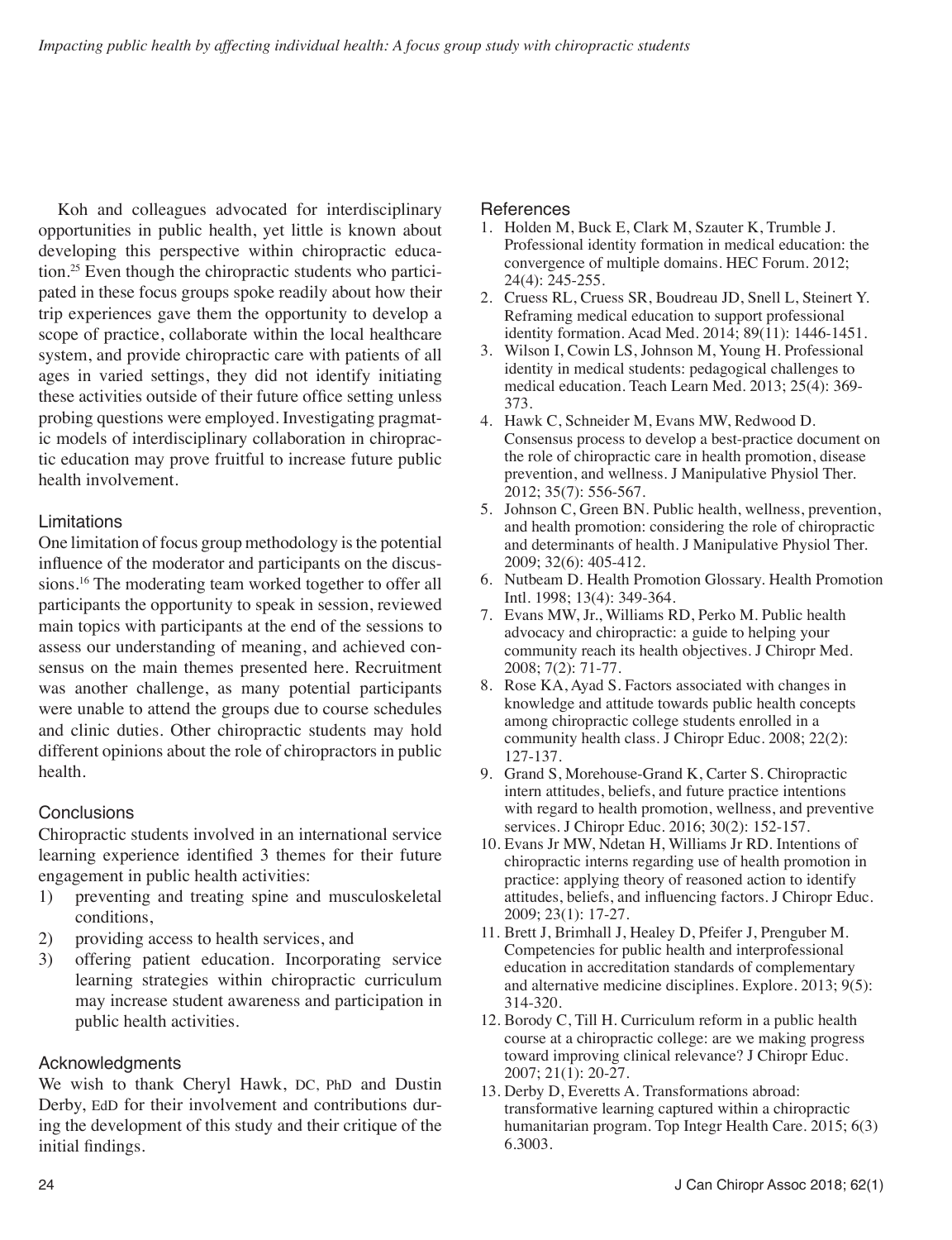Koh and colleagues advocated for interdisciplinary opportunities in public health, yet little is known about developing this perspective within chiropractic education.[25] Even though the chiropractic students who participated in these focus groups spoke readily about how their trip experiences gave them the opportunity to develop a scope of practice, collaborate within the local healthcare system, and provide chiropractic care with patients of all ages in varied settings, they did not identify initiating these activities outside of their future office setting unless probing questions were employed. Investigating pragmatic models of interdisciplinary collaboration in chiropractic education may prove fruitful to increase future public health involvement.

## Limitations

One limitation of focus group methodology is the potential influence of the moderator and participants on the discussions.[16] The moderating team worked together to offer all participants the opportunity to speak in session, reviewed main topics with participants at the end of the sessions to assess our understanding of meaning, and achieved consensus on the main themes presented here. Recruitment was another challenge, as many potential participants were unable to attend the groups due to course schedules and clinic duties. Other chiropractic students may hold different opinions about the role of chiropractors in public health.

## Conclusions

Chiropractic students involved in an international service learning experience identified 3 themes for their future engagement in public health activities:

1) preventing and treating spine and musculoskeletal conditions,
2) providing access to health services, and
3) offering patient education. Incorporating service learning strategies within chiropractic curriculum may increase student awareness and participation in public health activities.

## Acknowledgments

We wish to thank Cheryl Hawk, DC, PhD and Dustin Derby, EdD for their involvement and contributions during the development of this study and their critique of the initial findings.

## References

1. Holden M, Buck E, Clark M, Szauter K, Trumble J. Professional identity formation in medical education: the convergence of multiple domains. HEC Forum. 2012; 24(4): 245-255.
2. Cruess RL, Cruess SR, Boudreau JD, Snell L, Steinert Y. Reframing medical education to support professional identity formation. Acad Med. 2014; 89(11): 1446-1451.
3. Wilson I, Cowin LS, Johnson M, Young H. Professional identity in medical students: pedagogical challenges to medical education. Teach Learn Med. 2013; 25(4): 369-373.
4. Hawk C, Schneider M, Evans MW, Redwood D. Consensus process to develop a best-practice document on the role of chiropractic care in health promotion, disease prevention, and wellness. J Manipulative Physiol Ther. 2012; 35(7): 556-567.
5. Johnson C, Green BN. Public health, wellness, prevention, and health promotion: considering the role of chiropractic and determinants of health. J Manipulative Physiol Ther. 2009; 32(6): 405-412.
6. Nutbeam D. Health Promotion Glossary. Health Promotion Intl. 1998; 13(4): 349-364.
7. Evans MW, Jr., Williams RD, Perko M. Public health advocacy and chiropractic: a guide to helping your community reach its health objectives. J Chiropr Med. 2008; 7(2): 71-77.
8. Rose KA, Ayad S. Factors associated with changes in knowledge and attitude towards public health concepts among chiropractic college students enrolled in a community health class. J Chiropr Educ. 2008; 22(2): 127-137.
9. Grand S, Morehouse-Grand K, Carter S. Chiropractic intern attitudes, beliefs, and future practice intentions with regard to health promotion, wellness, and preventive services. J Chiropr Educ. 2016; 30(2): 152-157.
10. Evans Jr MW, Ndetan H, Williams Jr RD. Intentions of chiropractic interns regarding use of health promotion in practice: applying theory of reasoned action to identify attitudes, beliefs, and influencing factors. J Chiropr Educ. 2009; 23(1): 17-27.
11. Brett J, Brimhall J, Healey D, Pfeifer J, Prenguber M. Competencies for public health and interprofessional education in accreditation standards of complementary and alternative medicine disciplines. Explore. 2013; 9(5): 314-320.
12. Borody C, Till H. Curriculum reform in a public health course at a chiropractic college: are we making progress toward improving clinical relevance? J Chiropr Educ. 2007; 21(1): 20-27.
13. Derby D, Everetts A. Transformations abroad: transformative learning captured within a chiropractic humanitarian program. Top Integr Health Care. 2015; 6(3) 6.3003.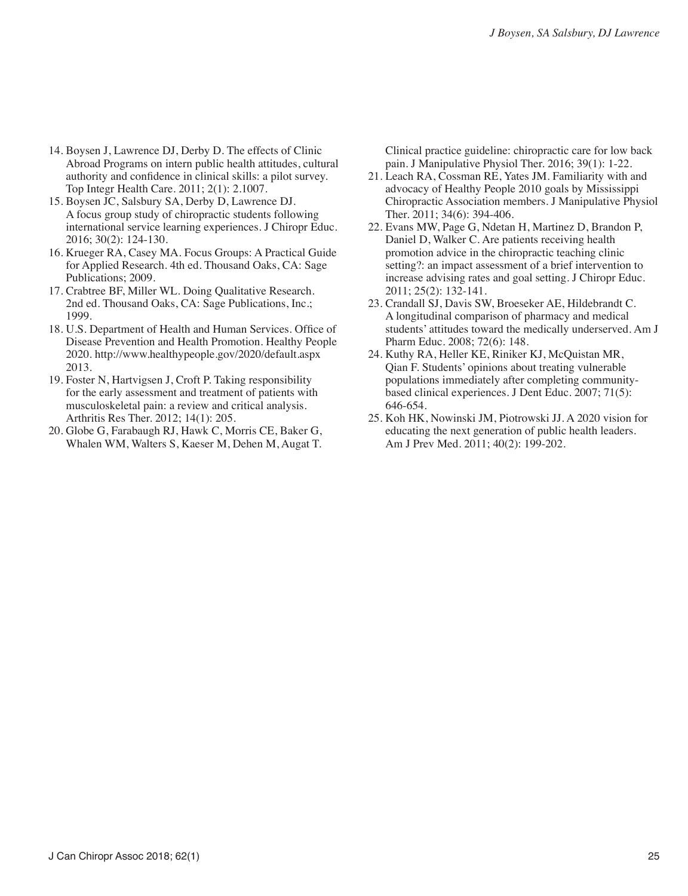14. Boysen J, Lawrence DJ, Derby D. The effects of Clinic Abroad Programs on intern public health attitudes, cultural authority and confidence in clinical skills: a pilot survey. Top Integr Health Care. 2011; 2(1): 2.1007.
15. Boysen JC, Salsbury SA, Derby D, Lawrence DJ. A focus group study of chiropractic students following international service learning experiences. J Chiropr Educ. 2016; 30(2): 124-130.
16. Krueger RA, Casey MA. Focus Groups: A Practical Guide for Applied Research. 4th ed. Thousand Oaks, CA: Sage Publications; 2009.
17. Crabtree BF, Miller WL. Doing Qualitative Research. 2nd ed. Thousand Oaks, CA: Sage Publications, Inc.; 1999.
18. U.S. Department of Health and Human Services. Office of Disease Prevention and Health Promotion. Healthy People 2020. http://www.healthypeople.gov/2020/default.aspx 2013.
19. Foster N, Hartvigsen J, Croft P. Taking responsibility for the early assessment and treatment of patients with musculoskeletal pain: a review and critical analysis. Arthritis Res Ther. 2012; 14(1): 205.
20. Globe G, Farabaugh RJ, Hawk C, Morris CE, Baker G, Whalen WM, Walters S, Kaeser M, Dehen M, Augat T. Clinical practice guideline: chiropractic care for low back pain. J Manipulative Physiol Ther. 2016; 39(1): 1-22.
21. Leach RA, Cossman RE, Yates JM. Familiarity with and advocacy of Healthy People 2010 goals by Mississippi Chiropractic Association members. J Manipulative Physiol Ther. 2011; 34(6): 394-406.
22. Evans MW, Page G, Ndetan H, Martinez D, Brandon P, Daniel D, Walker C. Are patients receiving health promotion advice in the chiropractic teaching clinic setting?: an impact assessment of a brief intervention to increase advising rates and goal setting. J Chiropr Educ. 2011; 25(2): 132-141.
23. Crandall SJ, Davis SW, Broeseker AE, Hildebrandt C. A longitudinal comparison of pharmacy and medical students' attitudes toward the medically underserved. Am J Pharm Educ. 2008; 72(6): 148.
24. Kuthy RA, Heller KE, Riniker KJ, McQuistan MR, Qian F. Students' opinions about treating vulnerable populations immediately after completing community-based clinical experiences. J Dent Educ. 2007; 71(5): 646-654.
25. Koh HK, Nowinski JM, Piotrowski JJ. A 2020 vision for educating the next generation of public health leaders. Am J Prev Med. 2011; 40(2): 199-202.